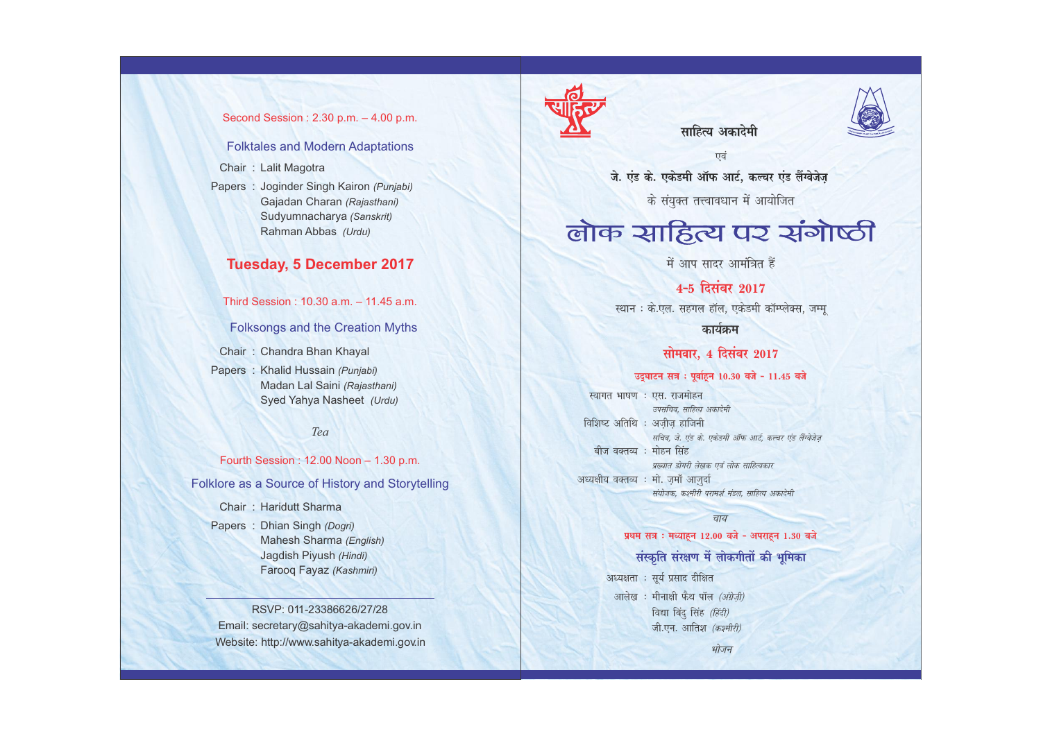Second Session : 2.30 p.m. – 4.00 p.m.

### Folktales and Modern Adaptations

Chair : Lalit Magotra

Papers : Joginder Singh Kairon *(Punjabi)*
Gajadan Charan *(Rajasthani)*
Sudyumnacharya *(Sanskrit)*
Rahman Abbas *(Urdu)*

## Tuesday, 5 December 2017

Third Session : 10.30 a.m. – 11.45 a.m.

### Folksongs and the Creation Myths

Chair : Chandra Bhan Khayal

Papers : Khalid Hussain *(Punjabi)*
Madan Lal Saini *(Rajasthani)*
Syed Yahya Nasheet *(Urdu)*

*Tea*

Fourth Session : 12.00 Noon – 1.30 p.m.

### Folklore as a Source of History and Storytelling

Chair : Haridutt Sharma

Papers : Dhian Singh *(Dogri)*
Mahesh Sharma *(English)*
Jagdish Piyush *(Hindi)*
Farooq Fayaz *(Kashmiri)*

---

RSVP: 011-23386626/27/28
Email: secretary@sahitya-akademi.gov.in
Website: http://www.sahitya-akademi.gov.in

**साहित्य अकादेमी**

एवं

**जे. एंड के. एकेडमी ऑफ आर्ट, कल्चर एंड लैंग्वेजेज़**

के संयुक्त तत्त्वावधान में आयोजित

# लोक साहित्य पर संगोष्ठी

में आप सादर आमंत्रित हैं

**4-5 दिसंबर 2017**

स्थान : के.एल. सहगल हॉल, एकेडमी कॉम्प्लेक्स, जम्मू

**कार्यक्रम**

## सोमवार, 4 दिसंबर 2017

**उद्घाटन सत्र : पूर्वाह्न 10.30 बजे - 11.45 बजे**

स्वागत भाषण : एस. राजमोहन
*उपसचिव, साहित्य अकादेमी*

विशिष्ट अतिथि : अज़ीज़ हाजिनी
*सचिव, जे. एंड के. एकेडमी ऑफ आर्ट, कल्चर एंड लैंग्वेजेज़*

बीज वक्तव्य : मोहन सिंह
*प्रख्यात डोगरी लेखक एवं लोक साहित्यकार*

अध्यक्षीय वक्तव्य : मो. ज़माँ आज़ुर्दा
*संयोजक, कश्मीरी परामर्श मंडल, साहित्य अकादेमी*

*चाय*

**प्रथम सत्र : मध्याह्न 12.00 बजे - अपराह्न 1.30 बजे**

### संस्कृति संरक्षण में लोकगीतों की भूमिका

अध्यक्षता : सूर्य प्रसाद दीक्षित

आलेख : मीनाक्षी फैथ पॉल *(अंग्रेज़ी)*
विद्या बिंदु सिंह *(हिंदी)*
जी.एन. आतिश *(कश्मीरी)*

*भोजन*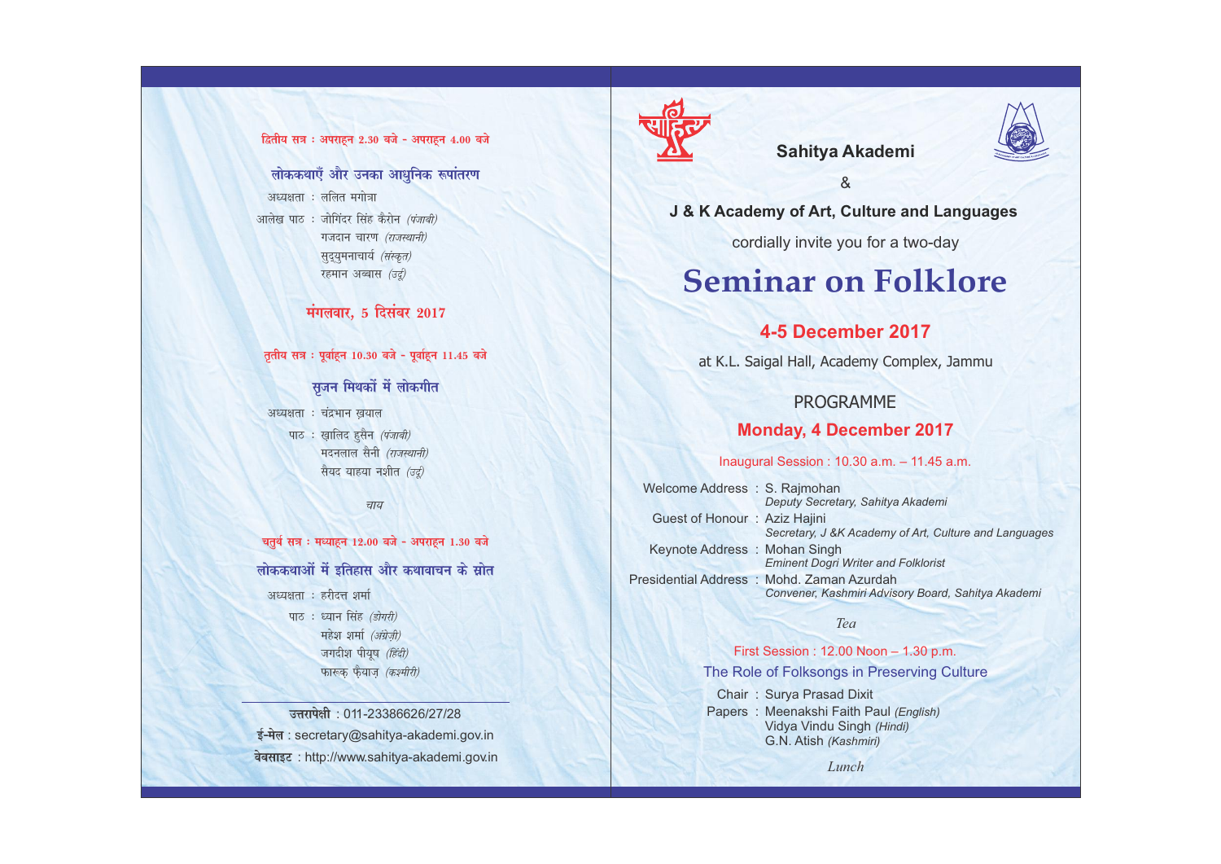द्वितीय सत्र : अपराह्न 2.30 बजे - अपराह्न 4.00 बजे

### लोककथाएँ और उनका आधुनिक रूपांतरण

अध्यक्षता : ललित मगोत्रा

आलेख पाठ : जोगिंदर सिंह कैरोन *(पंजाबी)*
गजदान चारण *(राजस्थानी)*
सुद्युमनाचार्य *(संस्कृत)*
रहमान अब्बास *(उर्दू)*

## मंगलवार, 5 दिसंबर 2017

तृतीय सत्र : पूर्वाह्न 10.30 बजे - पूर्वाह्न 11.45 बजे

### सृजन मिथकों में लोकगीत

अध्यक्षता : चंद्रभान ख़याल

पाठ : ख़ालिद हुसैन *(पंजाबी)*
मदनलाल सैनी *(राजस्थानी)*
सैयद याहया नशीत *(उर्दू)*

*चाय*

चतुर्थ सत्र : मध्याह्न 12.00 बजे - अपराह्न 1.30 बजे

### लोककथाओं में इतिहास और कथावाचन के स्रोत

अध्यक्षता : हरीदत्त शर्मा

पाठ : ध्यान सिंह *(डोगरी)*
महेश शर्मा *(अंग्रेज़ी)*
जगदीश पीयूष *(हिंदी)*
फारूक़ फ़ैयाज़ *(कश्मीरी)*

---

**उत्तरापेक्षी** : 011-23386626/27/28
**ई-मेल** : secretary@sahitya-akademi.gov.in
**वेबसाइट** : http://www.sahitya-akademi.gov.in

**Sahitya Akademi**

&

**J & K Academy of Art, Culture and Languages**

cordially invite you for a two-day

# Seminar on Folklore

## 4-5 December 2017

at K.L. Saigal Hall, Academy Complex, Jammu

PROGRAMME

## Monday, 4 December 2017

Inaugural Session : 10.30 a.m. – 11.45 a.m.

Welcome Address : S. Rajmohan
*Deputy Secretary, Sahitya Akademi*

Guest of Honour : Aziz Hajini
*Secretary, J &K Academy of Art, Culture and Languages*

Keynote Address : Mohan Singh
*Eminent Dogri Writer and Folklorist*

Presidential Address : Mohd. Zaman Azurdah
*Convener, Kashmiri Advisory Board, Sahitya Akademi*

*Tea*

First Session : 12.00 Noon – 1.30 p.m.

### The Role of Folksongs in Preserving Culture

Chair : Surya Prasad Dixit

Papers : Meenakshi Faith Paul *(English)*
Vidya Vindu Singh *(Hindi)*
G.N. Atish *(Kashmiri)*

*Lunch*